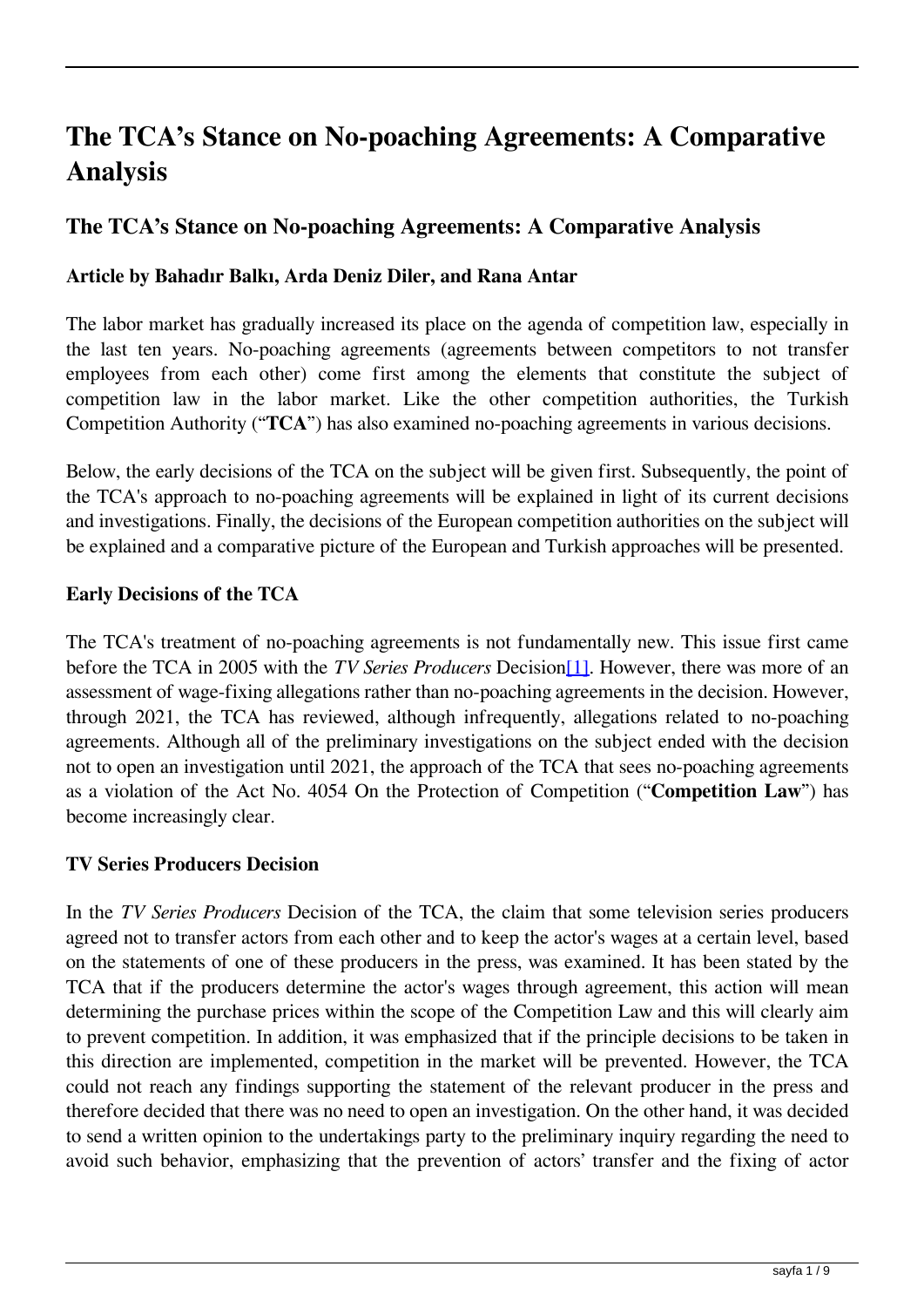# The TCA's Stance on No-poaching Agreements: A Comparative Analysis

## The TCA's Stance on No-poaching Agreements: A Comparative Analysis

### Article by Bahadır Balkı, Arda Deniz Diler, and Rana Antar

The labor market has gradually increased its place on the agenda of competition law, especially in the last ten years. No-poaching agreements (agreements between competitors to not transfer employees from each other) come first among the elements that constitute the subject of competition law in the labor market. Like the other competition authorities, the Turkish Competition Authority ("**TCA**") has also examined no-poaching agreements in various decisions.

Below, the early decisions of the TCA on the subject will be given first. Subsequently, the point of the TCA's approach to no-poaching agreements will be explained in light of its current decisions and investigations. Finally, the decisions of the European competition authorities on the subject will be explained and a comparative picture of the European and Turkish approaches will be presented.

### Early Decisions of the TCA

The TCA's treatment of no-poaching agreements is not fundamentally new. This issue first came before the TCA in 2005 with the *TV Series Producers* Decision[1]. However, there was more of an assessment of wage-fixing allegations rather than no-poaching agreements in the decision. However, through 2021, the TCA has reviewed, although infrequently, allegations related to no-poaching agreements. Although all of the preliminary investigations on the subject ended with the decision not to open an investigation until 2021, the approach of the TCA that sees no-poaching agreements as a violation of the Act No. 4054 On the Protection of Competition ("**Competition Law**") has become increasingly clear.

### TV Series Producers Decision

In the *TV Series Producers* Decision of the TCA, the claim that some television series producers agreed not to transfer actors from each other and to keep the actor's wages at a certain level, based on the statements of one of these producers in the press, was examined. It has been stated by the TCA that if the producers determine the actor's wages through agreement, this action will mean determining the purchase prices within the scope of the Competition Law and this will clearly aim to prevent competition. In addition, it was emphasized that if the principle decisions to be taken in this direction are implemented, competition in the market will be prevented. However, the TCA could not reach any findings supporting the statement of the relevant producer in the press and therefore decided that there was no need to open an investigation. On the other hand, it was decided to send a written opinion to the undertakings party to the preliminary inquiry regarding the need to avoid such behavior, emphasizing that the prevention of actors' transfer and the fixing of actor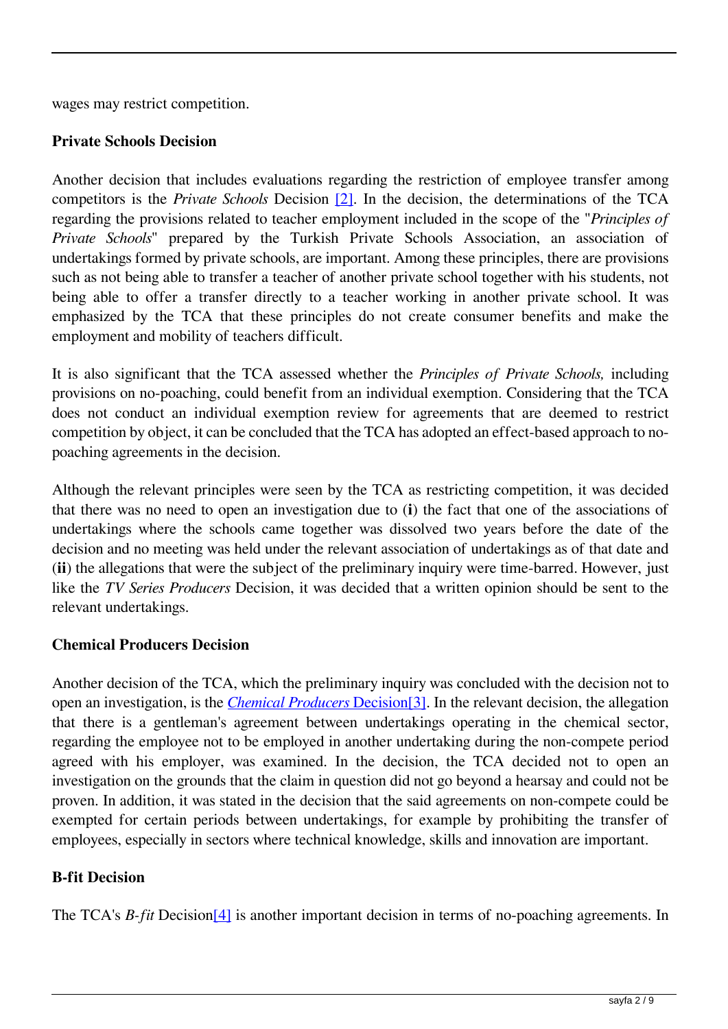wages may restrict competition.

**Private Schools Decision**

Another decision that includes evaluations regarding the restriction of employee transfer among competitors is the *Private Schools* Decision [2]. In the decision, the determinations of the TCA regarding the provisions related to teacher employment included in the scope of the "*Principles of Private Schools*" prepared by the Turkish Private Schools Association, an association of undertakings formed by private schools, are important. Among these principles, there are provisions such as not being able to transfer a teacher of another private school together with his students, not being able to offer a transfer directly to a teacher working in another private school. It was emphasized by the TCA that these principles do not create consumer benefits and make the employment and mobility of teachers difficult.

It is also significant that the TCA assessed whether the *Principles of Private Schools,* including provisions on no-poaching, could benefit from an individual exemption. Considering that the TCA does not conduct an individual exemption review for agreements that are deemed to restrict competition by object, it can be concluded that the TCA has adopted an effect-based approach to no-poaching agreements in the decision.

Although the relevant principles were seen by the TCA as restricting competition, it was decided that there was no need to open an investigation due to (**i**) the fact that one of the associations of undertakings where the schools came together was dissolved two years before the date of the decision and no meeting was held under the relevant association of undertakings as of that date and (**ii**) the allegations that were the subject of the preliminary inquiry were time-barred. However, just like the *TV Series Producers* Decision, it was decided that a written opinion should be sent to the relevant undertakings.

**Chemical Producers Decision**

Another decision of the TCA, which the preliminary inquiry was concluded with the decision not to open an investigation, is the *Chemical Producers* Decision[3]. In the relevant decision, the allegation that there is a gentleman's agreement between undertakings operating in the chemical sector, regarding the employee not to be employed in another undertaking during the non-compete period agreed with his employer, was examined. In the decision, the TCA decided not to open an investigation on the grounds that the claim in question did not go beyond a hearsay and could not be proven. In addition, it was stated in the decision that the said agreements on non-compete could be exempted for certain periods between undertakings, for example by prohibiting the transfer of employees, especially in sectors where technical knowledge, skills and innovation are important.

**B-fit Decision**

The TCA's *B-fit* Decision[4] is another important decision in terms of no-poaching agreements. In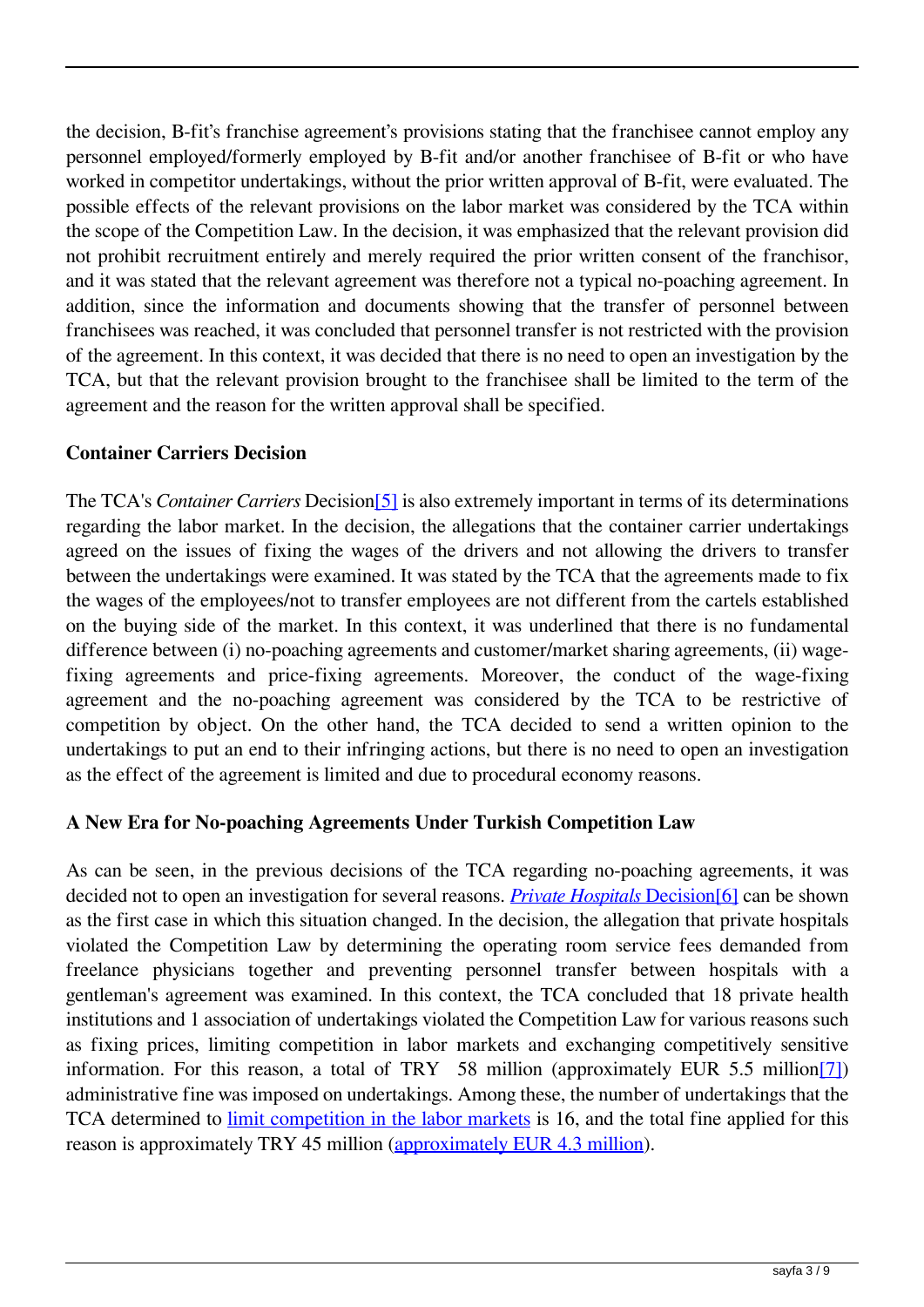the decision, B-fit's franchise agreement's provisions stating that the franchisee cannot employ any personnel employed/formerly employed by B-fit and/or another franchisee of B-fit or who have worked in competitor undertakings, without the prior written approval of B-fit, were evaluated. The possible effects of the relevant provisions on the labor market was considered by the TCA within the scope of the Competition Law. In the decision, it was emphasized that the relevant provision did not prohibit recruitment entirely and merely required the prior written consent of the franchisor, and it was stated that the relevant agreement was therefore not a typical no-poaching agreement. In addition, since the information and documents showing that the transfer of personnel between franchisees was reached, it was concluded that personnel transfer is not restricted with the provision of the agreement. In this context, it was decided that there is no need to open an investigation by the TCA, but that the relevant provision brought to the franchisee shall be limited to the term of the agreement and the reason for the written approval shall be specified.

**Container Carriers Decision**

The TCA's *Container Carriers* Decision[5] is also extremely important in terms of its determinations regarding the labor market. In the decision, the allegations that the container carrier undertakings agreed on the issues of fixing the wages of the drivers and not allowing the drivers to transfer between the undertakings were examined. It was stated by the TCA that the agreements made to fix the wages of the employees/not to transfer employees are not different from the cartels established on the buying side of the market. In this context, it was underlined that there is no fundamental difference between (i) no-poaching agreements and customer/market sharing agreements, (ii) wage-fixing agreements and price-fixing agreements. Moreover, the conduct of the wage-fixing agreement and the no-poaching agreement was considered by the TCA to be restrictive of competition by object. On the other hand, the TCA decided to send a written opinion to the undertakings to put an end to their infringing actions, but there is no need to open an investigation as the effect of the agreement is limited and due to procedural economy reasons.

**A New Era for No-poaching Agreements Under Turkish Competition Law**

As can be seen, in the previous decisions of the TCA regarding no-poaching agreements, it was decided not to open an investigation for several reasons. *Private Hospitals* Decision[6] can be shown as the first case in which this situation changed. In the decision, the allegation that private hospitals violated the Competition Law by determining the operating room service fees demanded from freelance physicians together and preventing personnel transfer between hospitals with a gentleman's agreement was examined. In this context, the TCA concluded that 18 private health institutions and 1 association of undertakings violated the Competition Law for various reasons such as fixing prices, limiting competition in labor markets and exchanging competitively sensitive information. For this reason, a total of TRY 58 million (approximately EUR 5.5 million[7]) administrative fine was imposed on undertakings. Among these, the number of undertakings that the TCA determined to limit competition in the labor markets is 16, and the total fine applied for this reason is approximately TRY 45 million (approximately EUR 4.3 million).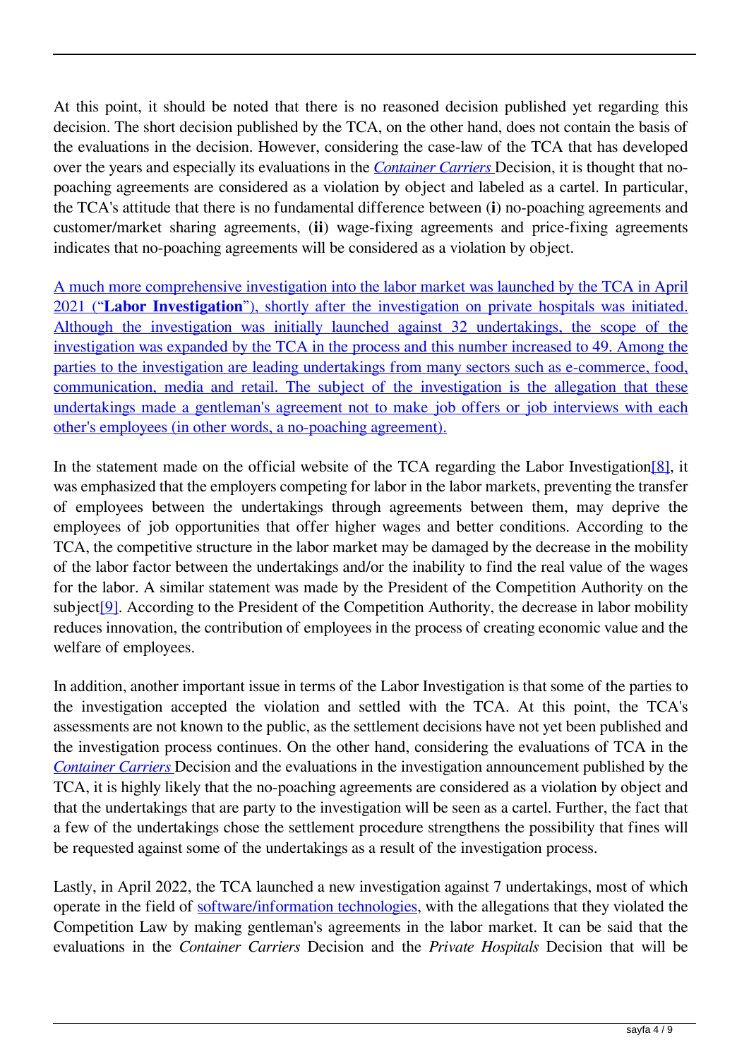At this point, it should be noted that there is no reasoned decision published yet regarding this decision. The short decision published by the TCA, on the other hand, does not contain the basis of the evaluations in the decision. However, considering the case-law of the TCA that has developed over the years and especially its evaluations in the *Container Carriers* Decision, it is thought that no-poaching agreements are considered as a violation by object and labeled as a cartel. In particular, the TCA's attitude that there is no fundamental difference between (**i**) no-poaching agreements and customer/market sharing agreements, (**ii**) wage-fixing agreements and price-fixing agreements indicates that no-poaching agreements will be considered as a violation by object.

A much more comprehensive investigation into the labor market was launched by the TCA in April 2021 ("**Labor Investigation**"), shortly after the investigation on private hospitals was initiated. Although the investigation was initially launched against 32 undertakings, the scope of the investigation was expanded by the TCA in the process and this number increased to 49. Among the parties to the investigation are leading undertakings from many sectors such as e-commerce, food, communication, media and retail. The subject of the investigation is the allegation that these undertakings made a gentleman's agreement not to make job offers or job interviews with each other's employees (in other words, a no-poaching agreement).

In the statement made on the official website of the TCA regarding the Labor Investigation[8], it was emphasized that the employers competing for labor in the labor markets, preventing the transfer of employees between the undertakings through agreements between them, may deprive the employees of job opportunities that offer higher wages and better conditions. According to the TCA, the competitive structure in the labor market may be damaged by the decrease in the mobility of the labor factor between the undertakings and/or the inability to find the real value of the wages for the labor. A similar statement was made by the President of the Competition Authority on the subject[9]. According to the President of the Competition Authority, the decrease in labor mobility reduces innovation, the contribution of employees in the process of creating economic value and the welfare of employees.

In addition, another important issue in terms of the Labor Investigation is that some of the parties to the investigation accepted the violation and settled with the TCA. At this point, the TCA's assessments are not known to the public, as the settlement decisions have not yet been published and the investigation process continues. On the other hand, considering the evaluations of TCA in the *Container Carriers* Decision and the evaluations in the investigation announcement published by the TCA, it is highly likely that the no-poaching agreements are considered as a violation by object and that the undertakings that are party to the investigation will be seen as a cartel. Further, the fact that a few of the undertakings chose the settlement procedure strengthens the possibility that fines will be requested against some of the undertakings as a result of the investigation process.

Lastly, in April 2022, the TCA launched a new investigation against 7 undertakings, most of which operate in the field of software/information technologies, with the allegations that they violated the Competition Law by making gentleman's agreements in the labor market. It can be said that the evaluations in the *Container Carriers* Decision and the *Private Hospitals* Decision that will be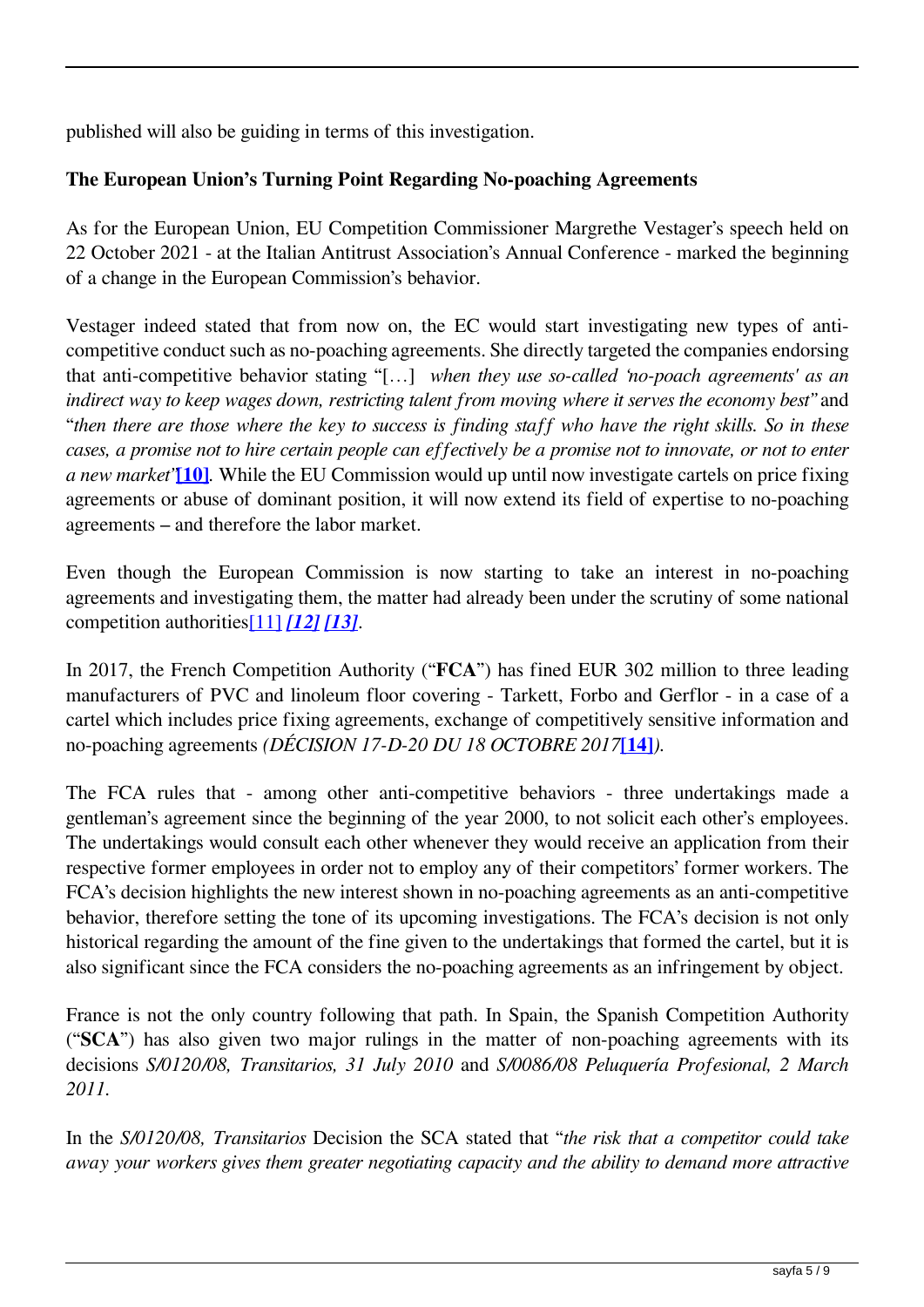published will also be guiding in terms of this investigation.

**The European Union's Turning Point Regarding No-poaching Agreements**

As for the European Union, EU Competition Commissioner Margrethe Vestager's speech held on 22 October 2021 - at the Italian Antitrust Association's Annual Conference - marked the beginning of a change in the European Commission's behavior.

Vestager indeed stated that from now on, the EC would start investigating new types of anti-competitive conduct such as no-poaching agreements. She directly targeted the companies endorsing that anti-competitive behavior stating "[…] *when they use so-called 'no-poach agreements' as an indirect way to keep wages down, restricting talent from moving where it serves the economy best"* and "*then there are those where the key to success is finding staff who have the right skills. So in these cases, a promise not to hire certain people can effectively be a promise not to innovate, or not to enter a new market*"**[10]**. While the EU Commission would up until now investigate cartels on price fixing agreements or abuse of dominant position, it will now extend its field of expertise to no-poaching agreements – and therefore the labor market.

Even though the European Commission is now starting to take an interest in no-poaching agreements and investigating them, the matter had already been under the scrutiny of some national competition authorities[11] ***[12]*** ***[13]***.

In 2017, the French Competition Authority ("**FCA**") has fined EUR 302 million to three leading manufacturers of PVC and linoleum floor covering - Tarkett, Forbo and Gerflor - in a case of a cartel which includes price fixing agreements, exchange of competitively sensitive information and no-poaching agreements *(DÉCISION 17-D-20 DU 18 OCTOBRE 2017***[14]***)*.

The FCA rules that - among other anti-competitive behaviors - three undertakings made a gentleman's agreement since the beginning of the year 2000, to not solicit each other's employees. The undertakings would consult each other whenever they would receive an application from their respective former employees in order not to employ any of their competitors' former workers. The FCA's decision highlights the new interest shown in no-poaching agreements as an anti-competitive behavior, therefore setting the tone of its upcoming investigations. The FCA's decision is not only historical regarding the amount of the fine given to the undertakings that formed the cartel, but it is also significant since the FCA considers the no-poaching agreements as an infringement by object.

France is not the only country following that path. In Spain, the Spanish Competition Authority ("**SCA**") has also given two major rulings in the matter of non-poaching agreements with its decisions *S/0120/08, Transitarios, 31 July 2010* and *S/0086/08 Peluquería Profesional, 2 March 2011.*

In the *S/0120/08, Transitarios* Decision the SCA stated that "*the risk that a competitor could take away your workers gives them greater negotiating capacity and the ability to demand more attractive*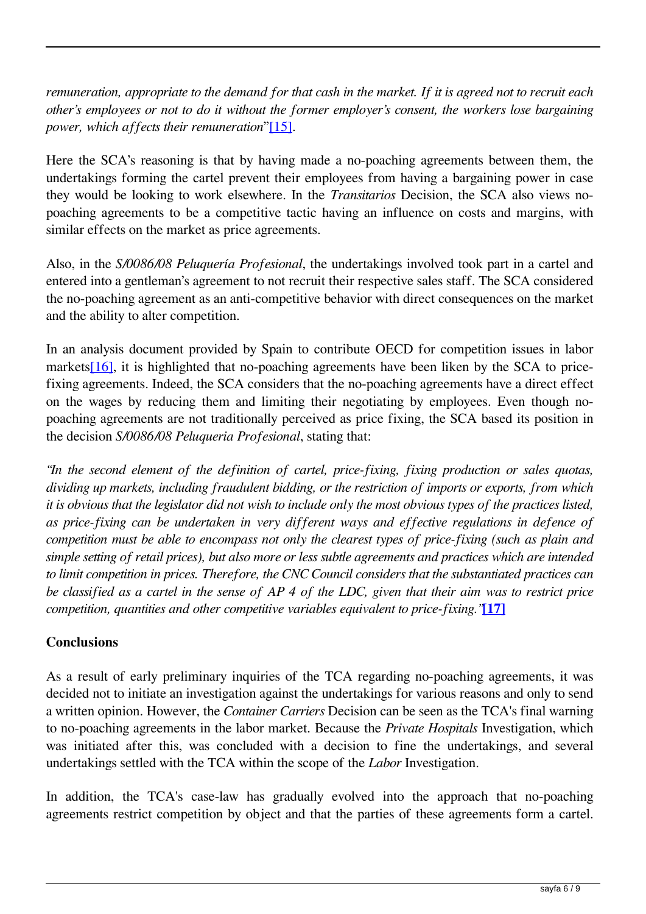*remuneration, appropriate to the demand for that cash in the market. If it is agreed not to recruit each other's employees or not to do it without the former employer's consent, the workers lose bargaining power, which affects their remuneration*"[15].

Here the SCA's reasoning is that by having made a no-poaching agreements between them, the undertakings forming the cartel prevent their employees from having a bargaining power in case they would be looking to work elsewhere. In the *Transitarios* Decision, the SCA also views no-poaching agreements to be a competitive tactic having an influence on costs and margins, with similar effects on the market as price agreements.

Also, in the *S/0086/08 Peluquería Profesional*, the undertakings involved took part in a cartel and entered into a gentleman's agreement to not recruit their respective sales staff. The SCA considered the no-poaching agreement as an anti-competitive behavior with direct consequences on the market and the ability to alter competition.

In an analysis document provided by Spain to contribute OECD for competition issues in labor markets[16], it is highlighted that no-poaching agreements have been liken by the SCA to price-fixing agreements. Indeed, the SCA considers that the no-poaching agreements have a direct effect on the wages by reducing them and limiting their negotiating by employees. Even though no-poaching agreements are not traditionally perceived as price fixing, the SCA based its position in the decision *S/0086/08 Peluqueria Profesional*, stating that:

*"In the second element of the definition of cartel, price-fixing, fixing production or sales quotas, dividing up markets, including fraudulent bidding, or the restriction of imports or exports, from which it is obvious that the legislator did not wish to include only the most obvious types of the practices listed, as price-fixing can be undertaken in very different ways and effective regulations in defence of competition must be able to encompass not only the clearest types of price-fixing (such as plain and simple setting of retail prices), but also more or less subtle agreements and practices which are intended to limit competition in prices. Therefore, the CNC Council considers that the substantiated practices can be classified as a cartel in the sense of AP 4 of the LDC, given that their aim was to restrict price competition, quantities and other competitive variables equivalent to price-fixing.'*[17]

**Conclusions**

As a result of early preliminary inquiries of the TCA regarding no-poaching agreements, it was decided not to initiate an investigation against the undertakings for various reasons and only to send a written opinion. However, the *Container Carriers* Decision can be seen as the TCA's final warning to no-poaching agreements in the labor market. Because the *Private Hospitals* Investigation, which was initiated after this, was concluded with a decision to fine the undertakings, and several undertakings settled with the TCA within the scope of the *Labor* Investigation.

In addition, the TCA's case-law has gradually evolved into the approach that no-poaching agreements restrict competition by object and that the parties of these agreements form a cartel.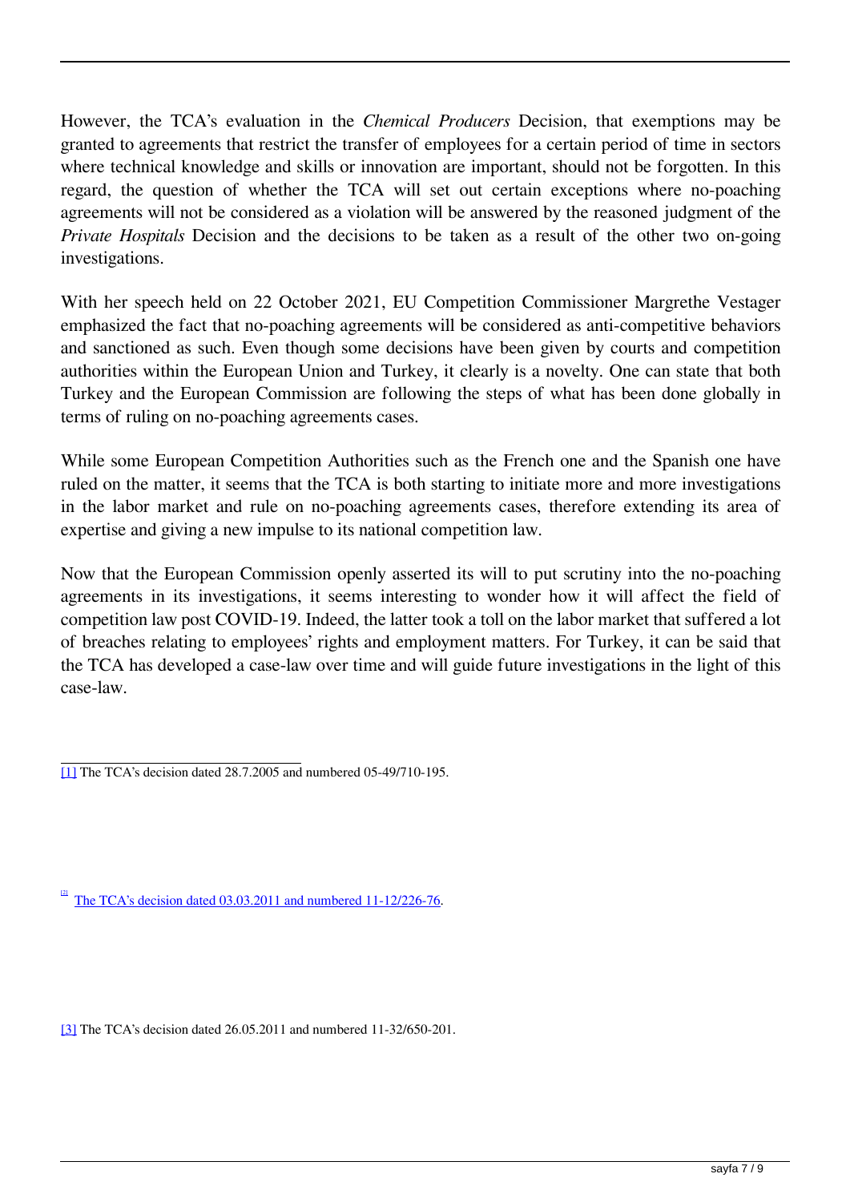However, the TCA's evaluation in the *Chemical Producers* Decision, that exemptions may be granted to agreements that restrict the transfer of employees for a certain period of time in sectors where technical knowledge and skills or innovation are important, should not be forgotten. In this regard, the question of whether the TCA will set out certain exceptions where no-poaching agreements will not be considered as a violation will be answered by the reasoned judgment of the *Private Hospitals* Decision and the decisions to be taken as a result of the other two on-going investigations.

With her speech held on 22 October 2021, EU Competition Commissioner Margrethe Vestager emphasized the fact that no-poaching agreements will be considered as anti-competitive behaviors and sanctioned as such. Even though some decisions have been given by courts and competition authorities within the European Union and Turkey, it clearly is a novelty. One can state that both Turkey and the European Commission are following the steps of what has been done globally in terms of ruling on no-poaching agreements cases.

While some European Competition Authorities such as the French one and the Spanish one have ruled on the matter, it seems that the TCA is both starting to initiate more and more investigations in the labor market and rule on no-poaching agreements cases, therefore extending its area of expertise and giving a new impulse to its national competition law.

Now that the European Commission openly asserted its will to put scrutiny into the no-poaching agreements in its investigations, it seems interesting to wonder how it will affect the field of competition law post COVID-19. Indeed, the latter took a toll on the labor market that suffered a lot of breaches relating to employees' rights and employment matters. For Turkey, it can be said that the TCA has developed a case-law over time and will guide future investigations in the light of this case-law.

---

[1] The TCA's decision dated 28.7.2005 and numbered 05-49/710-195.

[2] The TCA's decision dated 03.03.2011 and numbered 11-12/226-76.

[3] The TCA's decision dated 26.05.2011 and numbered 11-32/650-201.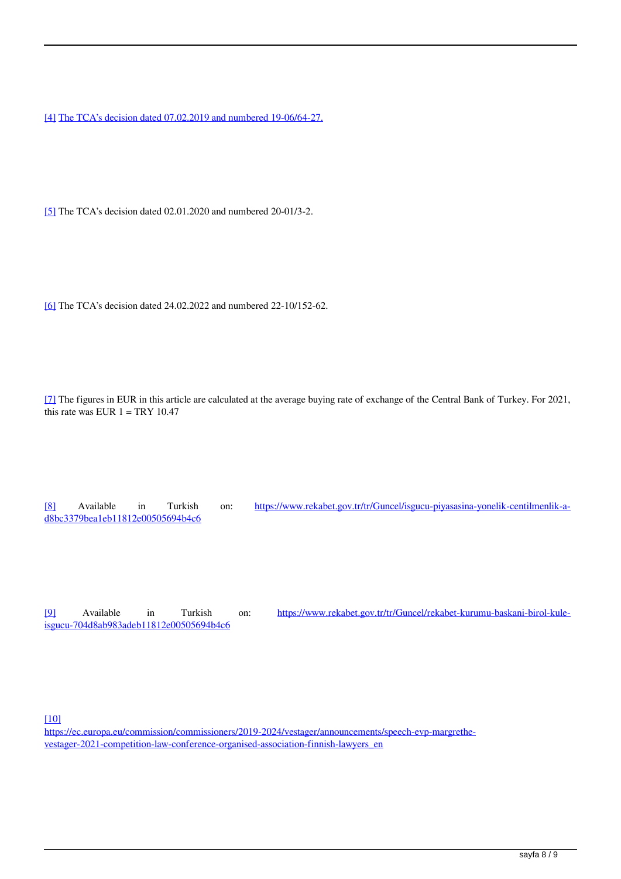[4] The TCA's decision dated 07.02.2019 and numbered 19-06/64-27.

[5] The TCA's decision dated 02.01.2020 and numbered 20-01/3-2.

[6] The TCA's decision dated 24.02.2022 and numbered 22-10/152-62.

[7] The figures in EUR in this article are calculated at the average buying rate of exchange of the Central Bank of Turkey. For 2021, this rate was EUR 1 = TRY 10.47

[8] Available in Turkish on: https://www.rekabet.gov.tr/tr/Guncel/isgucu-piyasasina-yonelik-centilmenlik-a-d8bc3379bea1eb11812e00505694b4c6

[9] Available in Turkish on: https://www.rekabet.gov.tr/tr/Guncel/rekabet-kurumu-baskani-birol-kule-isgucu-704d8ab983adeb11812e00505694b4c6

[10] https://ec.europa.eu/commission/commissioners/2019-2024/vestager/announcements/speech-evp-margrethe-vestager-2021-competition-law-conference-organised-association-finnish-lawyers_en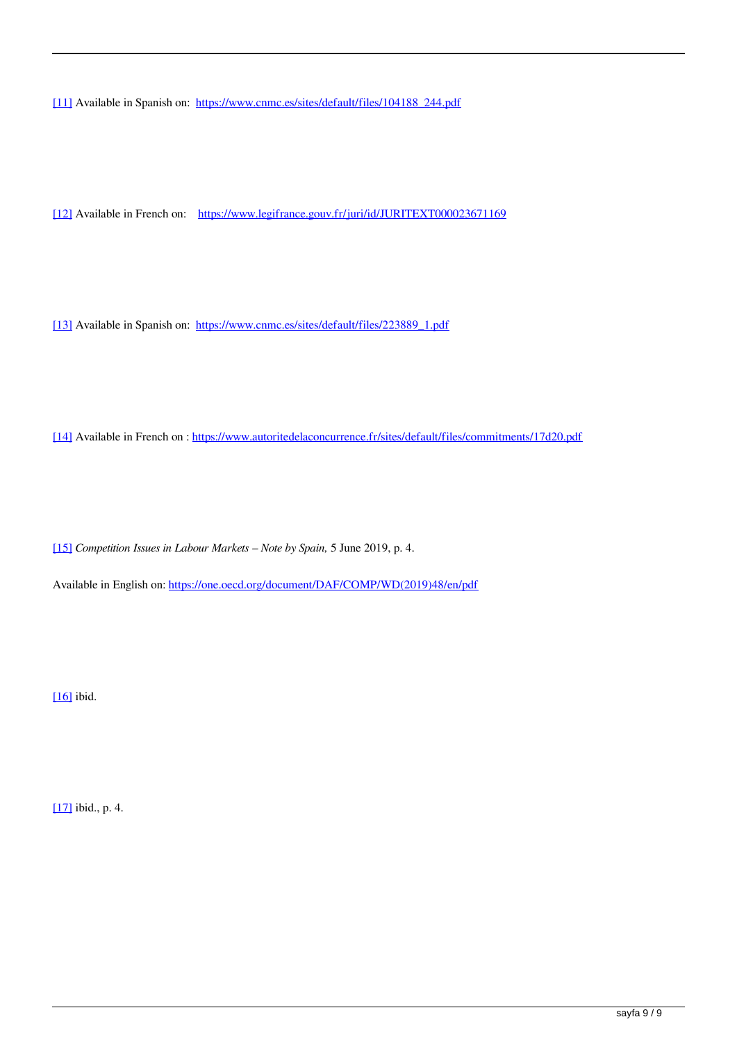[11] Available in Spanish on: https://www.cnmc.es/sites/default/files/104188_244.pdf

[12] Available in French on: https://www.legifrance.gouv.fr/juri/id/JURITEXT000023671169

[13] Available in Spanish on: https://www.cnmc.es/sites/default/files/223889_1.pdf

[14] Available in French on : https://www.autoritedelaconcurrence.fr/sites/default/files/commitments/17d20.pdf

[15] *Competition Issues in Labour Markets – Note by Spain,* 5 June 2019, p. 4.

Available in English on: https://one.oecd.org/document/DAF/COMP/WD(2019)48/en/pdf

[16] ibid.

[17] ibid., p. 4.